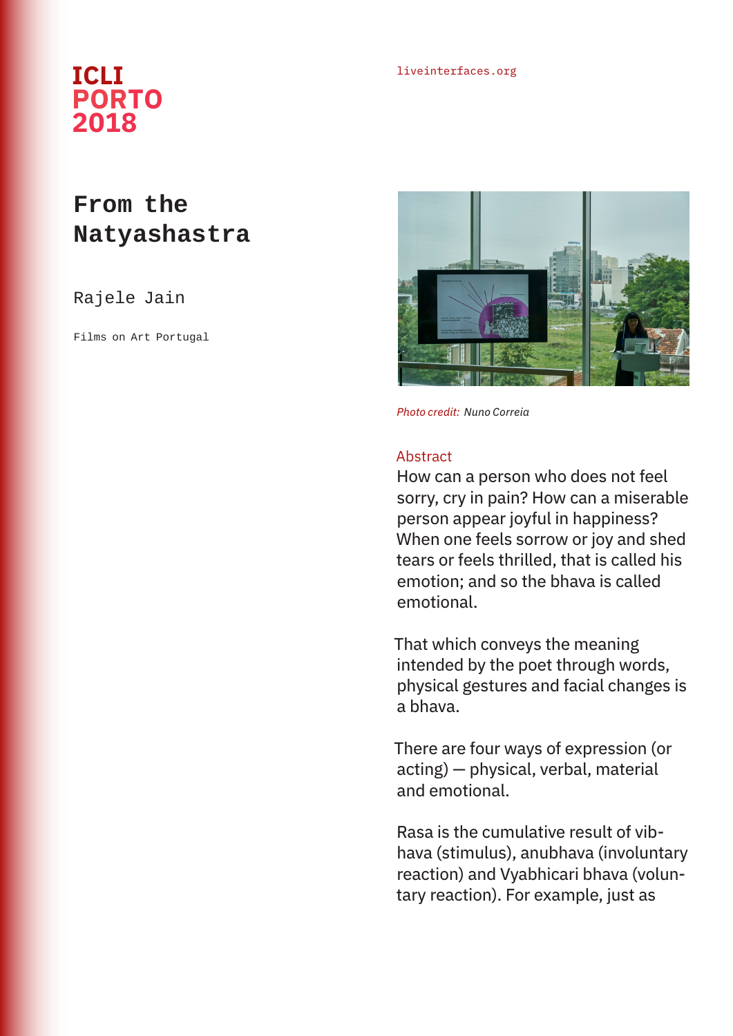ICLI
PORTO
2018

liveinterfaces.org

# From the Natyashastra

Rajele Jain

Films on Art Portugal

*Photo credit:* Nuno Correia

## Abstract

How can a person who does not feel sorry, cry in pain? How can a miserable person appear joyful in happiness? When one feels sorrow or joy and shed tears or feels thrilled, that is called his emotion; and so the bhava is called emotional.

That which conveys the meaning intended by the poet through words, physical gestures and facial changes is a bhava.

There are four ways of expression (or acting) — physical, verbal, material and emotional.

Rasa is the cumulative result of vibhava (stimulus), anubhava (involuntary reaction) and Vyabhicari bhava (voluntary reaction). For example, just as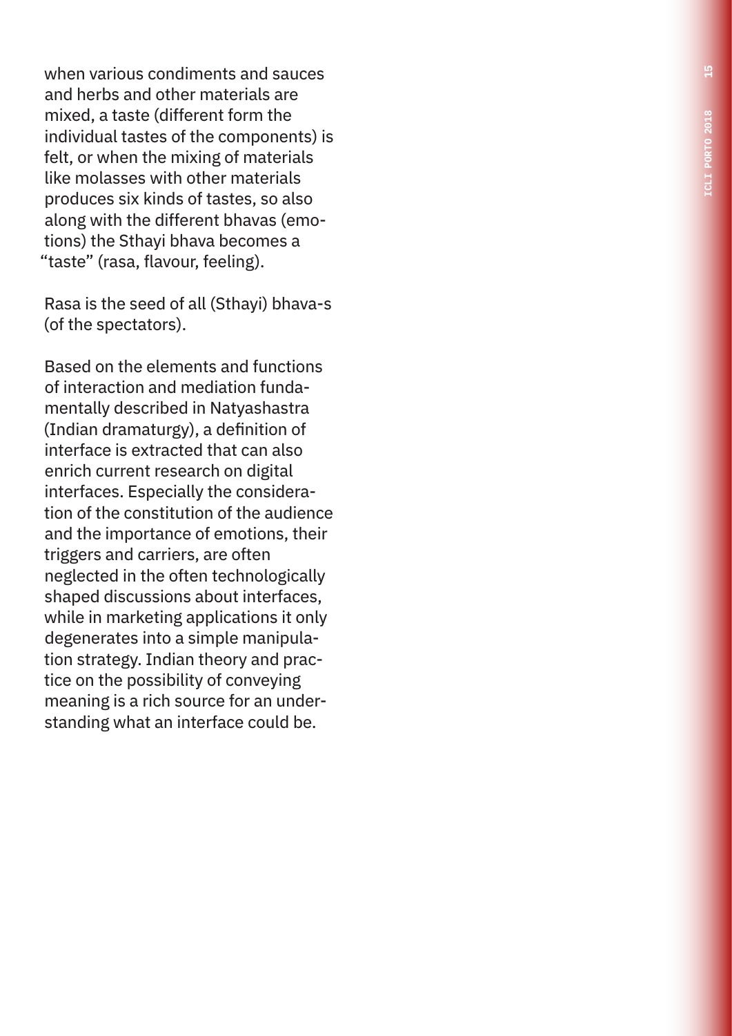when various condiments and sauces and herbs and other materials are mixed, a taste (different form the individual tastes of the components) is felt, or when the mixing of materials like molasses with other materials produces six kinds of tastes, so also along with the different bhavas (emotions) the Sthayi bhava becomes a "taste" (rasa, flavour, feeling).

Rasa is the seed of all (Sthayi) bhava-s (of the spectators).

Based on the elements and functions of interaction and mediation fundamentally described in Natyashastra (Indian dramaturgy), a definition of interface is extracted that can also enrich current research on digital interfaces. Especially the consideration of the constitution of the audience and the importance of emotions, their triggers and carriers, are often neglected in the often technologically shaped discussions about interfaces, while in marketing applications it only degenerates into a simple manipulation strategy. Indian theory and practice on the possibility of conveying meaning is a rich source for an understanding what an interface could be.